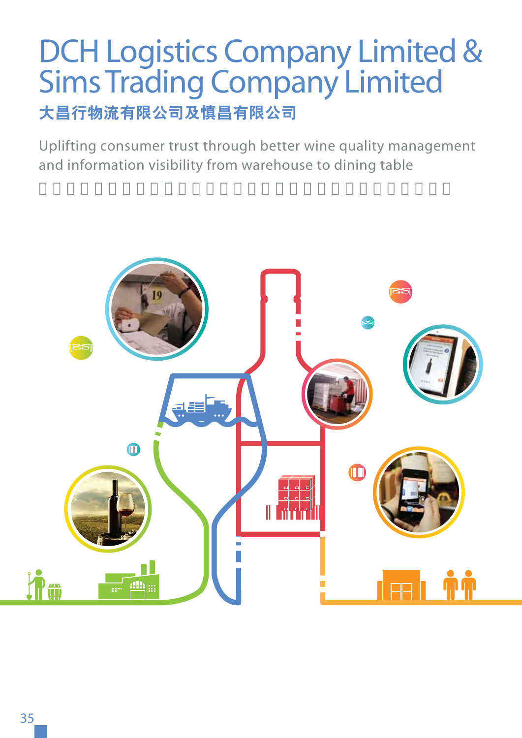# DCH Logistics Company Limited & Sims Trading Company Limited

## 大昌行物流有限公司及慎昌有限公司

Uplifting consumer trust through better wine quality management and information visibility from warehouse to dining table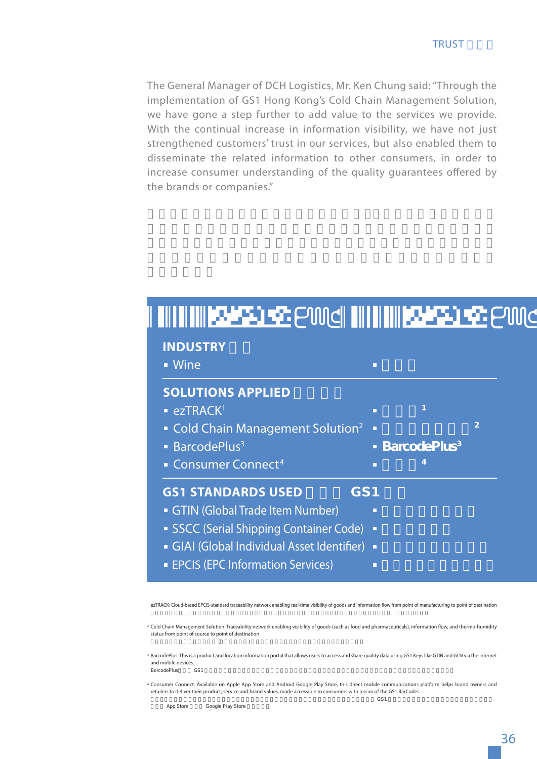The General Manager of DCH Logistics, Mr. Ken Chung said: "Through the implementation of GS1 Hong Kong's Cold Chain Management Solution, we have gone a step further to add value to the services we provide. With the continual increase in information visibility, we have not just strengthened customers' trust in our services, but also enabled them to disseminate the related information to other consumers, in order to increase consumer understanding of the quality guarantees offered by the brands or companies."

**INDUSTRY**

- Wine

**SOLUTIONS APPLIED**

- ezTRACK[1]
- Cold Chain Management Solution[2]
- BarcodePlus[3]
- Consumer Connect[4]

**GS1 STANDARDS USED GS1**

- GTIN (Global Trade Item Number)
- SSCC (Serial Shipping Container Code)
- GIAI (Global Individual Asset Identifier)
- EPCIS (EPC Information Services)

[1] ezTRACK: Cloud-based EPCIS-standard traceability network enabling real-time visibility of goods and information flow from point of manufacturing to point of destination

[2] Cold Chain Management Solution: Traceability network enabling visibility of goods (such as food and pharmaceuticals), information flow, and thermo-humidity status from point of source to point of destination

[3] BarcodePlus: This is a product and location information portal that allows users to access and share quality data using GS1 Keys like GTIN and GLN via the internet and mobile devices.

[4] Consumer Connect: Available on Apple App Store and Android Google Play Store, this direct mobile communications platform helps brand owners and retailers to deliver their product, service and brand values, made accessible to consumers with a scan of the GS1 BarCodes.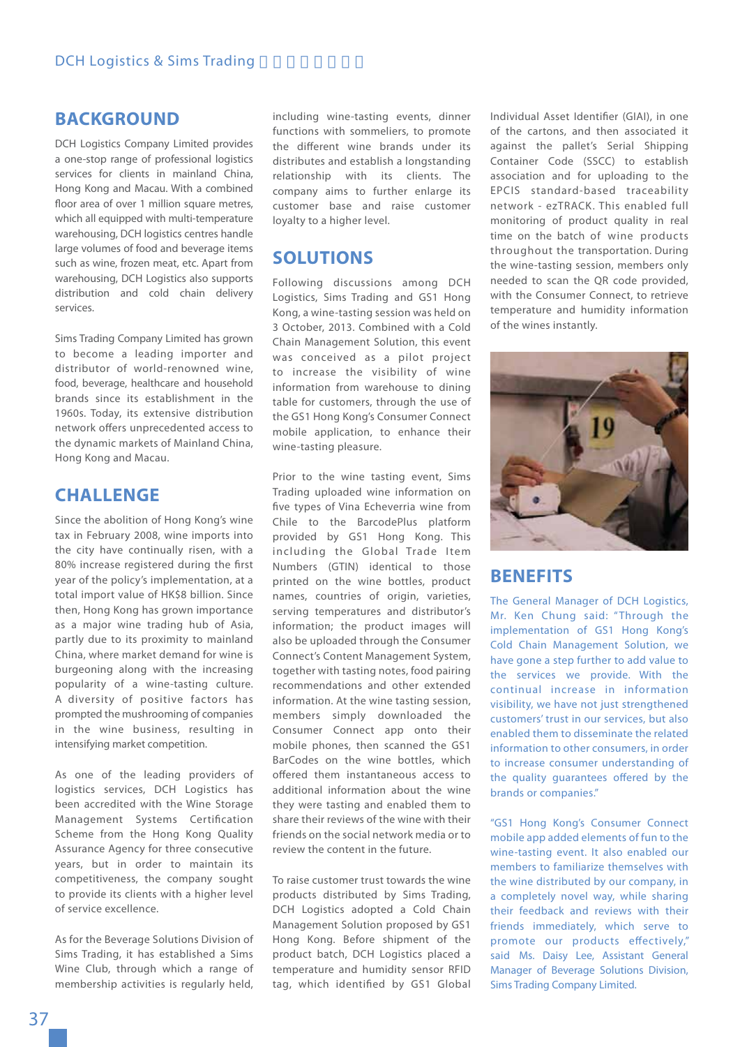## BACKGROUND

DCH Logistics Company Limited provides a one-stop range of professional logistics services for clients in mainland China, Hong Kong and Macau. With a combined floor area of over 1 million square metres, which all equipped with multi-temperature warehousing, DCH logistics centres handle large volumes of food and beverage items such as wine, frozen meat, etc. Apart from warehousing, DCH Logistics also supports distribution and cold chain delivery services.

Sims Trading Company Limited has grown to become a leading importer and distributor of world-renowned wine, food, beverage, healthcare and household brands since its establishment in the 1960s. Today, its extensive distribution network offers unprecedented access to the dynamic markets of Mainland China, Hong Kong and Macau.

## CHALLENGE

Since the abolition of Hong Kong's wine tax in February 2008, wine imports into the city have continually risen, with a 80% increase registered during the first year of the policy's implementation, at a total import value of HK$8 billion. Since then, Hong Kong has grown importance as a major wine trading hub of Asia, partly due to its proximity to mainland China, where market demand for wine is burgeoning along with the increasing popularity of a wine-tasting culture. A diversity of positive factors has prompted the mushrooming of companies in the wine business, resulting in intensifying market competition.

As one of the leading providers of logistics services, DCH Logistics has been accredited with the Wine Storage Management Systems Certification Scheme from the Hong Kong Quality Assurance Agency for three consecutive years, but in order to maintain its competitiveness, the company sought to provide its clients with a higher level of service excellence.

As for the Beverage Solutions Division of Sims Trading, it has established a Sims Wine Club, through which a range of membership activities is regularly held, including wine-tasting events, dinner functions with sommeliers, to promote the different wine brands under its distributes and establish a longstanding relationship with its clients. The company aims to further enlarge its customer base and raise customer loyalty to a higher level.

## SOLUTIONS

Following discussions among DCH Logistics, Sims Trading and GS1 Hong Kong, a wine-tasting session was held on 3 October, 2013. Combined with a Cold Chain Management Solution, this event was conceived as a pilot project to increase the visibility of wine information from warehouse to dining table for customers, through the use of the GS1 Hong Kong's Consumer Connect mobile application, to enhance their wine-tasting pleasure.

Prior to the wine tasting event, Sims Trading uploaded wine information on five types of Vina Echeverria wine from Chile to the BarcodePlus platform provided by GS1 Hong Kong. This including the Global Trade Item Numbers (GTIN) identical to those printed on the wine bottles, product names, countries of origin, varieties, serving temperatures and distributor's information; the product images will also be uploaded through the Consumer Connect's Content Management System, together with tasting notes, food pairing recommendations and other extended information. At the wine tasting session, members simply downloaded the Consumer Connect app onto their mobile phones, then scanned the GS1 BarCodes on the wine bottles, which offered them instantaneous access to additional information about the wine they were tasting and enabled them to share their reviews of the wine with their friends on the social network media or to review the content in the future.

To raise customer trust towards the wine products distributed by Sims Trading, DCH Logistics adopted a Cold Chain Management Solution proposed by GS1 Hong Kong. Before shipment of the product batch, DCH Logistics placed a temperature and humidity sensor RFID tag, which identified by GS1 Global Individual Asset Identifier (GIAI), in one of the cartons, and then associated it against the pallet's Serial Shipping Container Code (SSCC) to establish association and for uploading to the EPCIS standard-based traceability network - ezTRACK. This enabled full monitoring of product quality in real time on the batch of wine products throughout the transportation. During the wine-tasting session, members only needed to scan the QR code provided, with the Consumer Connect, to retrieve temperature and humidity information of the wines instantly.

## BENEFITS

The General Manager of DCH Logistics, Mr. Ken Chung said: "Through the implementation of GS1 Hong Kong's Cold Chain Management Solution, we have gone a step further to add value to the services we provide. With the continual increase in information visibility, we have not just strengthened customers' trust in our services, but also enabled them to disseminate the related information to other consumers, in order to increase consumer understanding of the quality guarantees offered by the brands or companies."

"GS1 Hong Kong's Consumer Connect mobile app added elements of fun to the wine-tasting event. It also enabled our members to familiarize themselves with the wine distributed by our company, in a completely novel way, while sharing their feedback and reviews with their friends immediately, which serve to promote our products effectively," said Ms. Daisy Lee, Assistant General Manager of Beverage Solutions Division, Sims Trading Company Limited.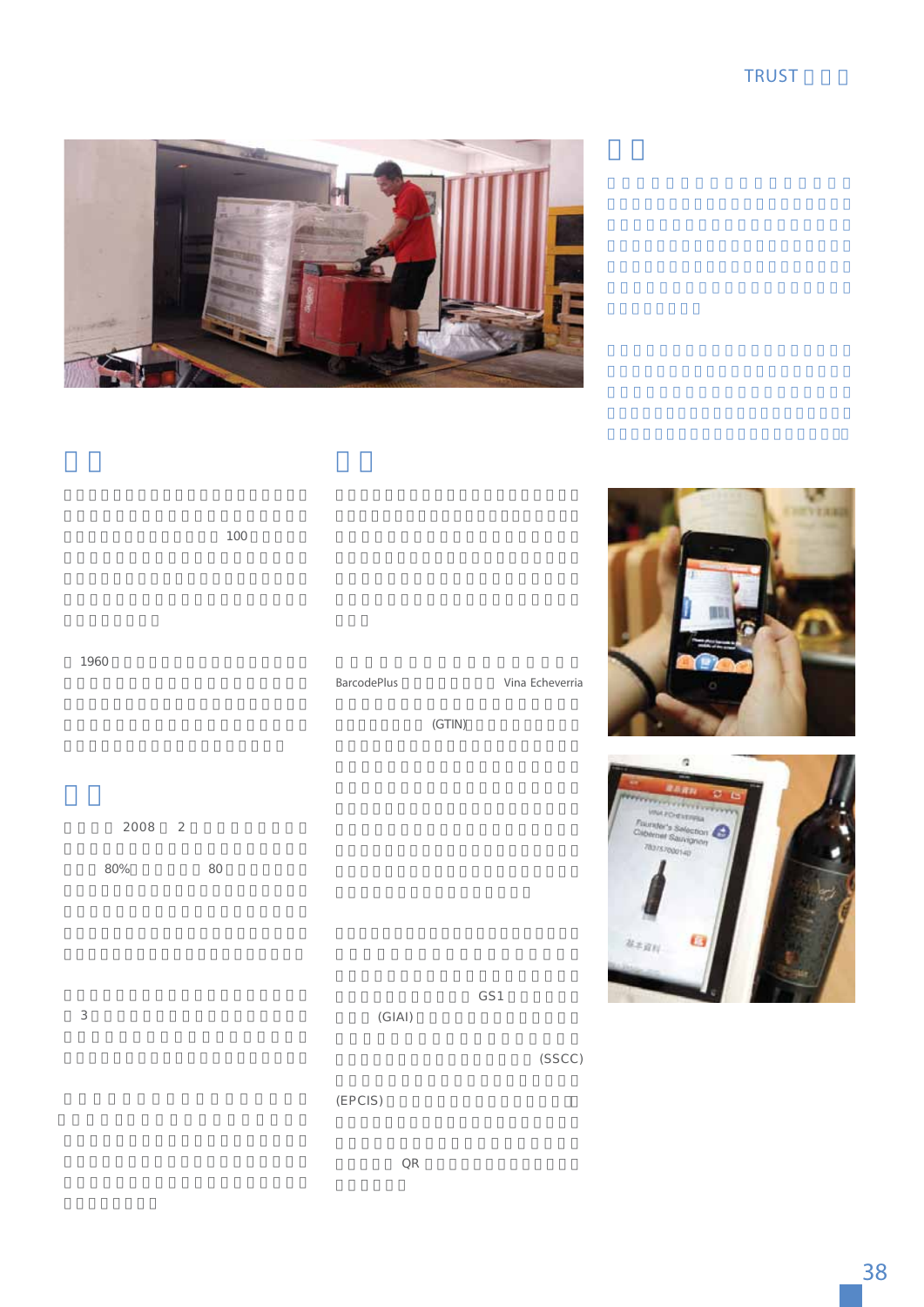100

1960

2008 2

80% 80

3

BarcodePlus Vina Echeverria

(GTIN)

GS1

(GIAI)

(SSCC)

(EPCIS)

QR